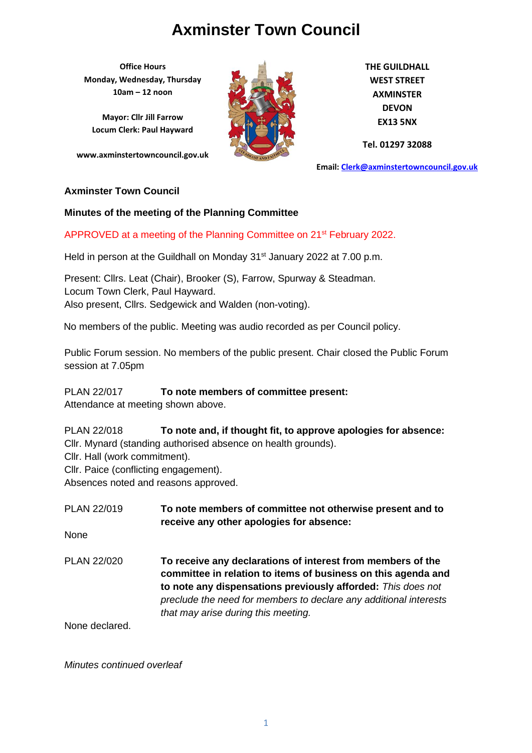# Axminster Town Council

**Office Hours**
**Monday, Wednesday, Thursday**
**10am – 12 noon**

**Mayor: Cllr Jill Farrow**
**Locum Clerk: Paul Hayward**

**www.axminstertowncouncil.gov.uk**

**THE GUILDHALL**
**WEST STREET**
**AXMINSTER**
**DEVON**
**EX13 5NX**

**Tel. 01297 32088**

**Email: Clerk@axminstertowncouncil.gov.uk**

**Axminster Town Council**

**Minutes of the meeting of the Planning Committee**

APPROVED at a meeting of the Planning Committee on 21st February 2022.

Held in person at the Guildhall on Monday 31st January 2022 at 7.00 p.m.

Present: Cllrs. Leat (Chair), Brooker (S), Farrow, Spurway & Steadman.
Locum Town Clerk, Paul Hayward.
Also present, Cllrs. Sedgewick and Walden (non-voting).

No members of the public. Meeting was audio recorded as per Council policy.

Public Forum session. No members of the public present. Chair closed the Public Forum session at 7.05pm

PLAN 22/017 **To note members of committee present:**
Attendance at meeting shown above.

PLAN 22/018 **To note and, if thought fit, to approve apologies for absence:**
Cllr. Mynard (standing authorised absence on health grounds).
Cllr. Hall (work commitment).
Cllr. Paice (conflicting engagement).
Absences noted and reasons approved.

PLAN 22/019 **To note members of committee not otherwise present and to receive any other apologies for absence:**

None

PLAN 22/020 **To receive any declarations of interest from members of the committee in relation to items of business on this agenda and to note any dispensations previously afforded:** *This does not preclude the need for members to declare any additional interests that may arise during this meeting.*

None declared.

*Minutes continued overleaf*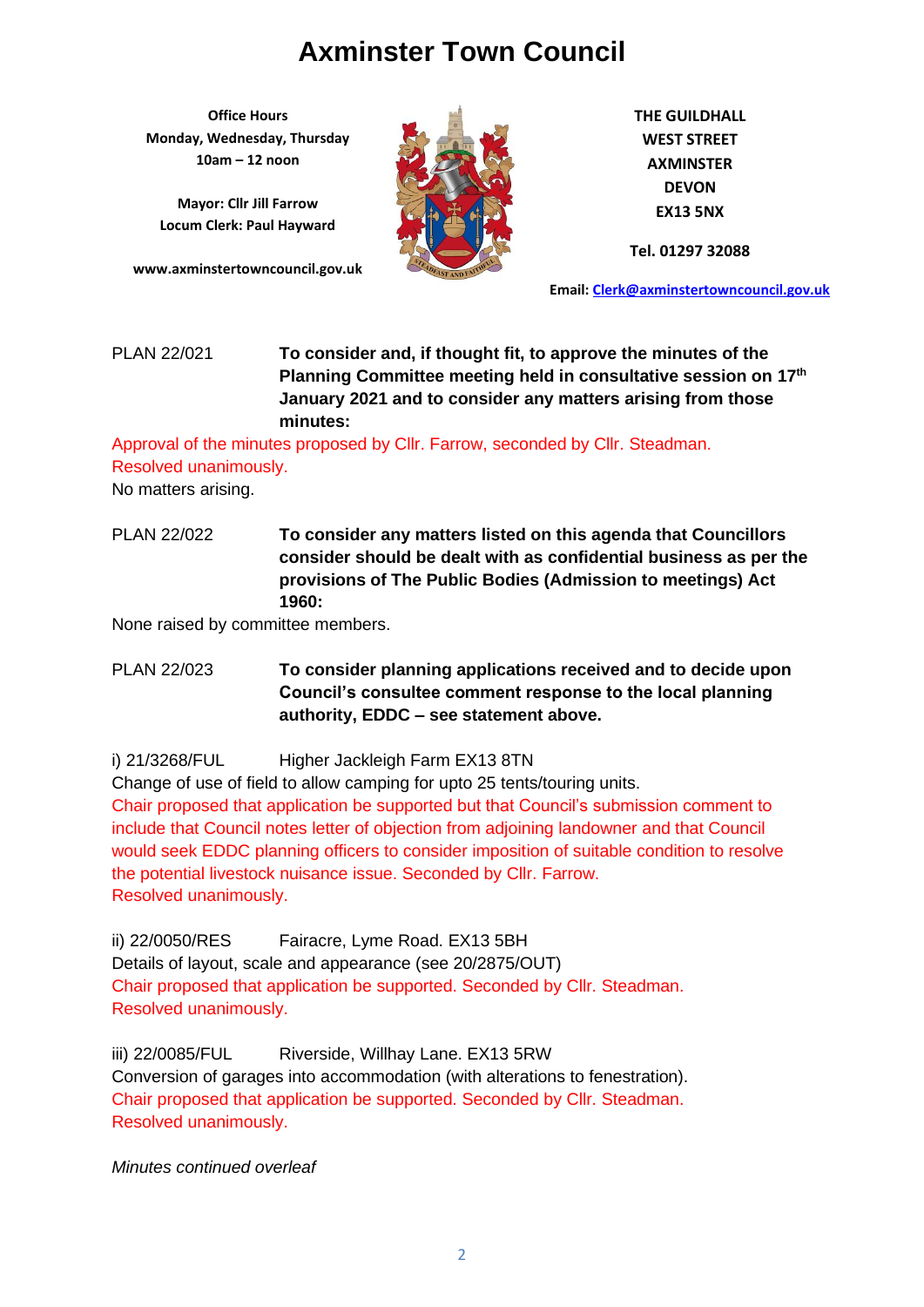# Axminster Town Council

**Office Hours**
**Monday, Wednesday, Thursday**
**10am – 12 noon**

**Mayor: Cllr Jill Farrow**
**Locum Clerk: Paul Hayward**

**www.axminstertowncouncil.gov.uk**

**THE GUILDHALL**
**WEST STREET**
**AXMINSTER**
**DEVON**
**EX13 5NX**

**Tel. 01297 32088**

**Email: Clerk@axminstertowncouncil.gov.uk**

PLAN 22/021 **To consider and, if thought fit, to approve the minutes of the Planning Committee meeting held in consultative session on 17th January 2021 and to consider any matters arising from those minutes:**

Approval of the minutes proposed by Cllr. Farrow, seconded by Cllr. Steadman. Resolved unanimously.

No matters arising.

PLAN 22/022 **To consider any matters listed on this agenda that Councillors consider should be dealt with as confidential business as per the provisions of The Public Bodies (Admission to meetings) Act 1960:**

None raised by committee members.

PLAN 22/023 **To consider planning applications received and to decide upon Council's consultee comment response to the local planning authority, EDDC – see statement above.**

i) 21/3268/FUL Higher Jackleigh Farm EX13 8TN

Change of use of field to allow camping for upto 25 tents/touring units.

Chair proposed that application be supported but that Council's submission comment to include that Council notes letter of objection from adjoining landowner and that Council would seek EDDC planning officers to consider imposition of suitable condition to resolve the potential livestock nuisance issue. Seconded by Cllr. Farrow.

Resolved unanimously.

ii) 22/0050/RES Fairacre, Lyme Road. EX13 5BH

Details of layout, scale and appearance (see 20/2875/OUT)

Chair proposed that application be supported. Seconded by Cllr. Steadman.

Resolved unanimously.

iii) 22/0085/FUL Riverside, Willhay Lane. EX13 5RW

Conversion of garages into accommodation (with alterations to fenestration).

Chair proposed that application be supported. Seconded by Cllr. Steadman.

Resolved unanimously.

*Minutes continued overleaf*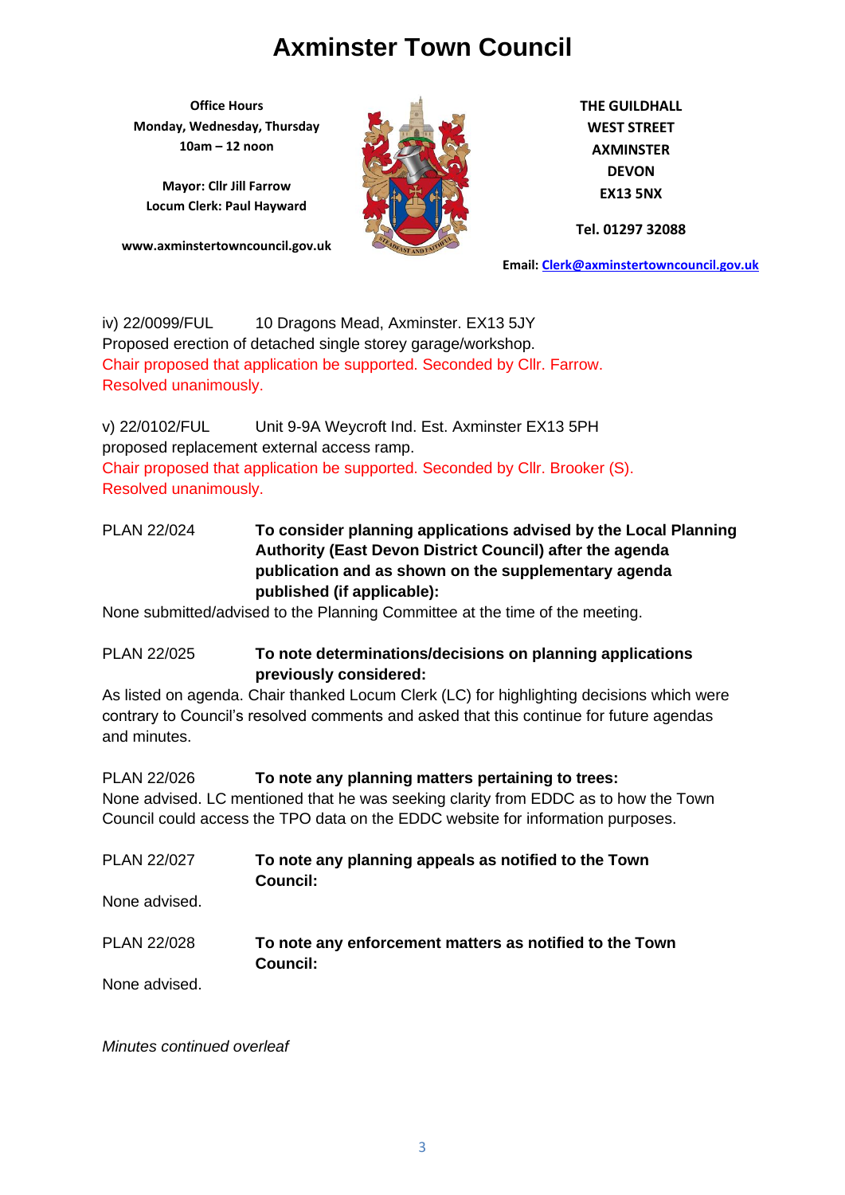iv) 22/0099/FUL 10 Dragons Mead, Axminster. EX13 5JY

Proposed erection of detached single storey garage/workshop.

Chair proposed that application be supported. Seconded by Cllr. Farrow. Resolved unanimously.

v) 22/0102/FUL Unit 9-9A Weycroft Ind. Est. Axminster EX13 5PH

proposed replacement external access ramp.

Chair proposed that application be supported. Seconded by Cllr. Brooker (S). Resolved unanimously.

PLAN 22/024 **To consider planning applications advised by the Local Planning Authority (East Devon District Council) after the agenda publication and as shown on the supplementary agenda published (if applicable):**

None submitted/advised to the Planning Committee at the time of the meeting.

PLAN 22/025 **To note determinations/decisions on planning applications previously considered:**

As listed on agenda. Chair thanked Locum Clerk (LC) for highlighting decisions which were contrary to Council's resolved comments and asked that this continue for future agendas and minutes.

PLAN 22/026 **To note any planning matters pertaining to trees:**

None advised. LC mentioned that he was seeking clarity from EDDC as to how the Town Council could access the TPO data on the EDDC website for information purposes.

PLAN 22/027 **To note any planning appeals as notified to the Town Council:**

None advised.

PLAN 22/028 **To note any enforcement matters as notified to the Town Council:**

None advised.

*Minutes continued overleaf*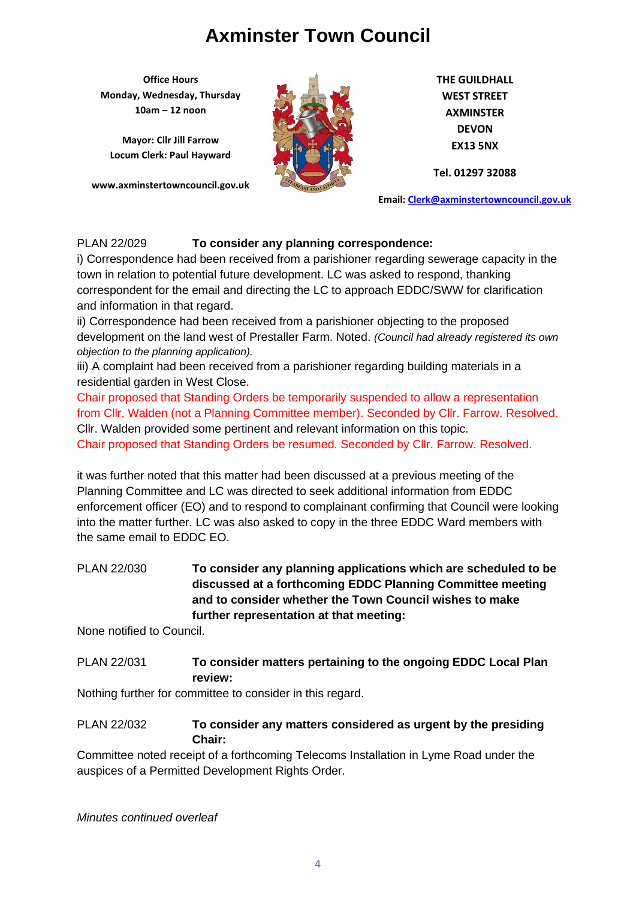# Axminster Town Council

**Office Hours**
**Monday, Wednesday, Thursday**
**10am – 12 noon**

**Mayor: Cllr Jill Farrow**
**Locum Clerk: Paul Hayward**

**www.axminstertowncouncil.gov.uk**

**THE GUILDHALL**
**WEST STREET**
**AXMINSTER**
**DEVON**
**EX13 5NX**

**Tel. 01297 32088**

**Email: Clerk@axminstertowncouncil.gov.uk**

PLAN 22/029 **To consider any planning correspondence:**

i) Correspondence had been received from a parishioner regarding sewerage capacity in the town in relation to potential future development. LC was asked to respond, thanking correspondent for the email and directing the LC to approach EDDC/SWW for clarification and information in that regard.

ii) Correspondence had been received from a parishioner objecting to the proposed development on the land west of Prestaller Farm. Noted. *(Council had already registered its own objection to the planning application).*

iii) A complaint had been received from a parishioner regarding building materials in a residential garden in West Close.

Chair proposed that Standing Orders be temporarily suspended to allow a representation from Cllr. Walden (not a Planning Committee member). Seconded by Cllr. Farrow. Resolved.

Cllr. Walden provided some pertinent and relevant information on this topic.

Chair proposed that Standing Orders be resumed. Seconded by Cllr. Farrow. Resolved.

it was further noted that this matter had been discussed at a previous meeting of the Planning Committee and LC was directed to seek additional information from EDDC enforcement officer (EO) and to respond to complainant confirming that Council were looking into the matter further. LC was also asked to copy in the three EDDC Ward members with the same email to EDDC EO.

PLAN 22/030 **To consider any planning applications which are scheduled to be discussed at a forthcoming EDDC Planning Committee meeting and to consider whether the Town Council wishes to make further representation at that meeting:**

None notified to Council.

PLAN 22/031 **To consider matters pertaining to the ongoing EDDC Local Plan review:**

Nothing further for committee to consider in this regard.

PLAN 22/032 **To consider any matters considered as urgent by the presiding Chair:**

Committee noted receipt of a forthcoming Telecoms Installation in Lyme Road under the auspices of a Permitted Development Rights Order.

*Minutes continued overleaf*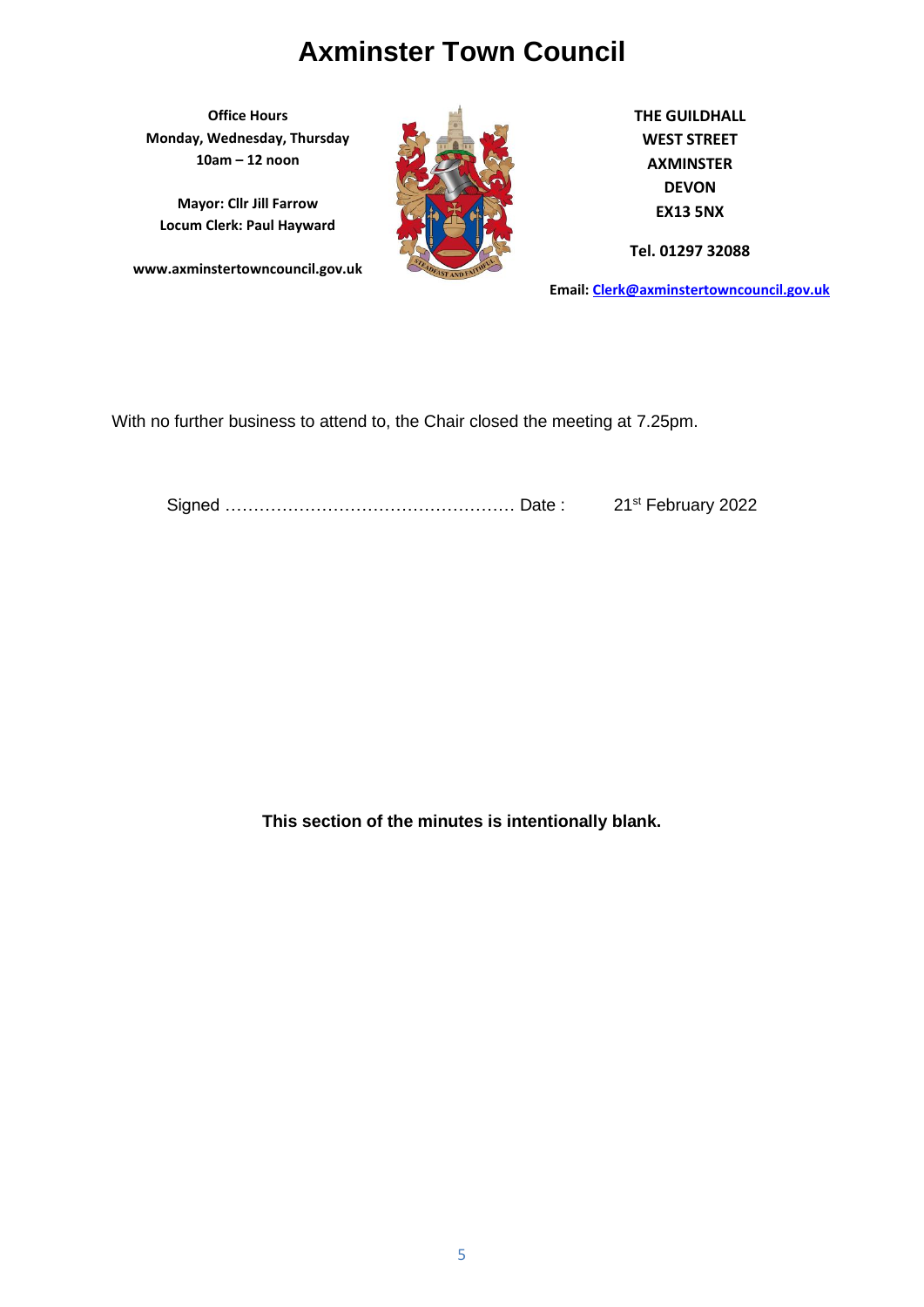# Axminster Town Council

**Office Hours**
**Monday, Wednesday, Thursday**
**10am – 12 noon**

**Mayor: Cllr Jill Farrow**
**Locum Clerk: Paul Hayward**

**www.axminstertowncouncil.gov.uk**

**THE GUILDHALL**
**WEST STREET**
**AXMINSTER**
**DEVON**
**EX13 5NX**

**Tel. 01297 32088**

**Email: Clerk@axminstertowncouncil.gov.uk**

With no further business to attend to, the Chair closed the meeting at 7.25pm.

Signed …………………………………………… Date : 21st February 2022

**This section of the minutes is intentionally blank.**